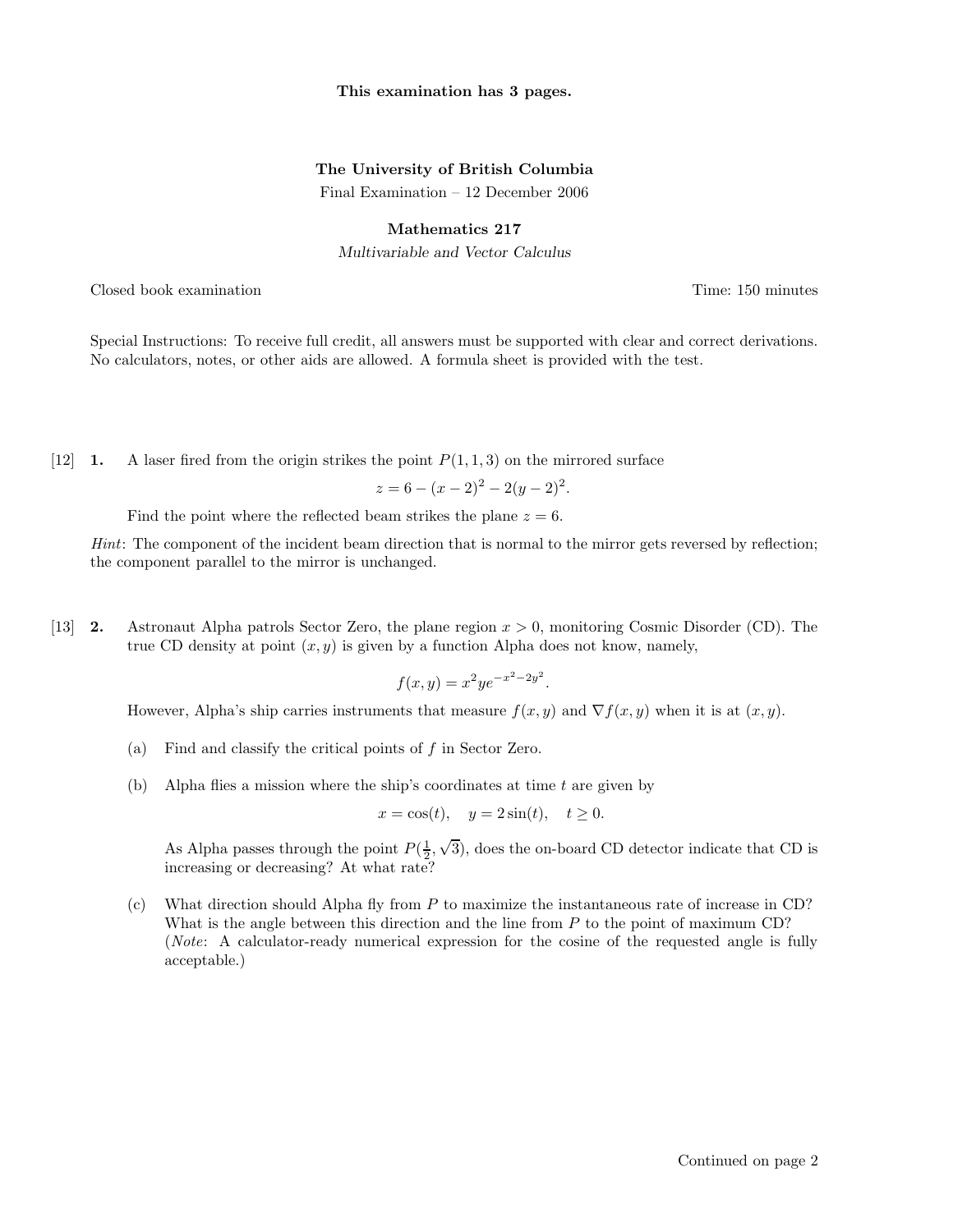**This examination has 3 pages.**

**The University of British Columbia**
Final Examination – 12 December 2006

**Mathematics 217**
*Multivariable and Vector Calculus*

Closed book examination — Time: 150 minutes

Special Instructions: To receive full credit, all answers must be supported with clear and correct derivations. No calculators, notes, or other aids are allowed. A formula sheet is provided with the test.

[12] **1.** A laser fired from the origin strikes the point $P(1, 1, 3)$ on the mirrored surface

$$z = 6 - (x - 2)^2 - 2(y - 2)^2.$$

Find the point where the reflected beam strikes the plane $z = 6$.

*Hint*: The component of the incident beam direction that is normal to the mirror gets reversed by reflection; the component parallel to the mirror is unchanged.

[13] **2.** Astronaut Alpha patrols Sector Zero, the plane region $x > 0$, monitoring Cosmic Disorder (CD). The true CD density at point $(x, y)$ is given by a function Alpha does not know, namely,

$$f(x, y) = x^2 y e^{-x^2 - 2y^2}.$$

However, Alpha's ship carries instruments that measure $f(x, y)$ and $\nabla f(x, y)$ when it is at $(x, y)$.

(a) Find and classify the critical points of $f$ in Sector Zero.

(b) Alpha flies a mission where the ship's coordinates at time $t$ are given by

$$x = \cos(t), \quad y = 2\sin(t), \quad t \geq 0.$$

As Alpha passes through the point $P(\frac{1}{2}, \sqrt{3})$, does the on-board CD detector indicate that CD is increasing or decreasing? At what rate?

(c) What direction should Alpha fly from $P$ to maximize the instantaneous rate of increase in CD? What is the angle between this direction and the line from $P$ to the point of maximum CD? (*Note*: A calculator-ready numerical expression for the cosine of the requested angle is fully acceptable.)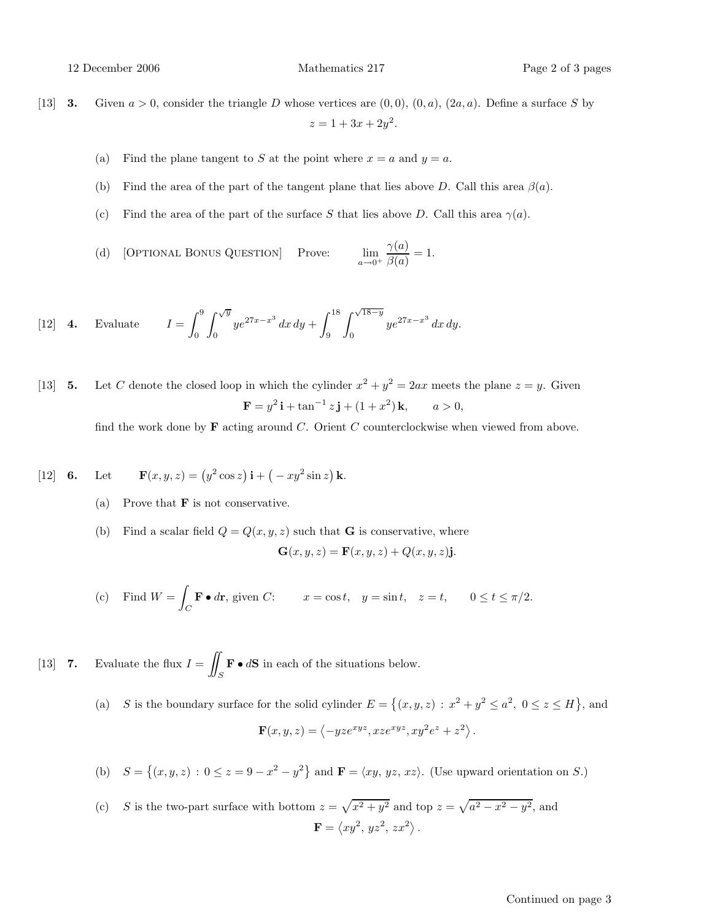[13] **3.** Given $a > 0$, consider the triangle $D$ whose vertices are $(0,0)$, $(0,a)$, $(2a,a)$. Define a surface $S$ by

$$z = 1 + 3x + 2y^2.$$

(a) Find the plane tangent to $S$ at the point where $x = a$ and $y = a$.

(b) Find the area of the part of the tangent plane that lies above $D$. Call this area $\beta(a)$.

(c) Find the area of the part of the surface $S$ that lies above $D$. Call this area $\gamma(a)$.

(d) [OPTIONAL BONUS QUESTION] Prove: $\displaystyle \lim_{a \to 0^+} \frac{\gamma(a)}{\beta(a)} = 1.$

[12] **4.** Evaluate $\displaystyle I = \int_0^9 \int_0^{\sqrt{y}} y e^{27x - x^3}\, dx\, dy + \int_9^{18} \int_0^{\sqrt{18-y}} y e^{27x - x^3}\, dx\, dy.$

[13] **5.** Let $C$ denote the closed loop in which the cylinder $x^2 + y^2 = 2ax$ meets the plane $z = y$. Given

$$\mathbf{F} = y^2\,\mathbf{i} + \tan^{-1} z\,\mathbf{j} + (1 + x^2)\,\mathbf{k}, \qquad a > 0,$$

find the work done by $\mathbf{F}$ acting around $C$. Orient $C$ counterclockwise when viewed from above.

[12] **6.** Let $\quad \mathbf{F}(x,y,z) = \left(y^2 \cos z\right)\mathbf{i} + \left(-xy^2 \sin z\right)\mathbf{k}.$

(a) Prove that $\mathbf{F}$ is not conservative.

(b) Find a scalar field $Q = Q(x,y,z)$ such that $\mathbf{G}$ is conservative, where

$$\mathbf{G}(x,y,z) = \mathbf{F}(x,y,z) + Q(x,y,z)\mathbf{j}.$$

(c) Find $W = \displaystyle\int_C \mathbf{F} \bullet d\mathbf{r}$, given $C$: $\quad x = \cos t, \quad y = \sin t, \quad z = t, \qquad 0 \le t \le \pi/2.$

[13] **7.** Evaluate the flux $I = \displaystyle\iint_S \mathbf{F} \bullet d\mathbf{S}$ in each of the situations below.

(a) $S$ is the boundary surface for the solid cylinder $E = \left\{(x,y,z) \,:\, x^2 + y^2 \le a^2,\ 0 \le z \le H\right\}$, and

$$\mathbf{F}(x,y,z) = \left\langle -yze^{xyz}, xze^{xyz}, xy^2 e^z + z^2 \right\rangle.$$

(b) $S = \left\{(x,y,z) \,:\, 0 \le z = 9 - x^2 - y^2\right\}$ and $\mathbf{F} = \langle xy,\, yz,\, xz\rangle$. (Use upward orientation on $S$.)

(c) $S$ is the two-part surface with bottom $z = \sqrt{x^2 + y^2}$ and top $z = \sqrt{a^2 - x^2 - y^2}$, and

$$\mathbf{F} = \left\langle xy^2,\, yz^2,\, zx^2\right\rangle.$$

Continued on page 3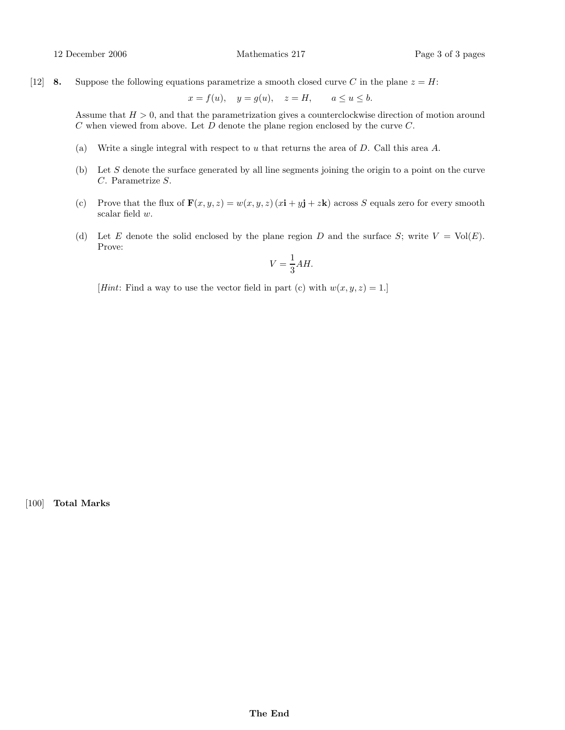[12] **8.** Suppose the following equations parametrize a smooth closed curve $C$ in the plane $z = H$:

$$x = f(u), \quad y = g(u), \quad z = H, \qquad a \leq u \leq b.$$

Assume that $H > 0$, and that the parametrization gives a counterclockwise direction of motion around $C$ when viewed from above. Let $D$ denote the plane region enclosed by the curve $C$.

(a) Write a single integral with respect to $u$ that returns the area of $D$. Call this area $A$.

(b) Let $S$ denote the surface generated by all line segments joining the origin to a point on the curve $C$. Parametrize $S$.

(c) Prove that the flux of $\mathbf{F}(x, y, z) = w(x, y, z)\,(x\mathbf{i} + y\mathbf{j} + z\mathbf{k})$ across $S$ equals zero for every smooth scalar field $w$.

(d) Let $E$ denote the solid enclosed by the plane region $D$ and the surface $S$; write $V = \text{Vol}(E)$. Prove:

$$V = \frac{1}{3}AH.$$

[*Hint*: Find a way to use the vector field in part (c) with $w(x, y, z) = 1$.]

[100] **Total Marks**

**The End**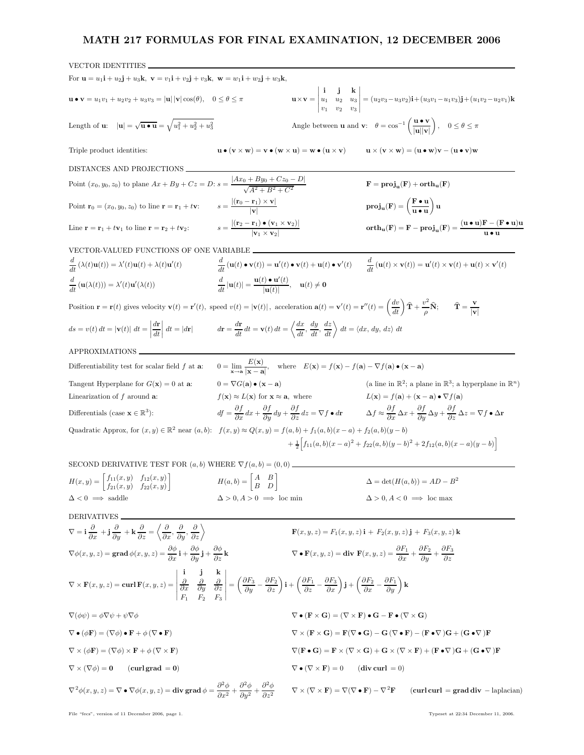# MATH 217 FORMULAS FOR FINAL EXAMINATION, 12 DECEMBER 2006

## VECTOR IDENTITIES

For $\mathbf{u} = u_1\mathbf{i} + u_2\mathbf{j} + u_3\mathbf{k}$, $\mathbf{v} = v_1\mathbf{i} + v_2\mathbf{j} + v_3\mathbf{k}$, $\mathbf{w} = w_1\mathbf{i} + w_2\mathbf{j} + w_3\mathbf{k}$,

$$\mathbf{u} \bullet \mathbf{v} = u_1v_1 + u_2v_2 + u_3v_3 = |\mathbf{u}|\,|\mathbf{v}|\cos(\theta), \quad 0 \le \theta \le \pi$$

$$\mathbf{u}\times\mathbf{v} = \begin{vmatrix} \mathbf{i} & \mathbf{j} & \mathbf{k} \\ u_1 & u_2 & u_3 \\ v_1 & v_2 & v_3 \end{vmatrix} = (u_2v_3 - u_3v_2)\mathbf{i} + (u_3v_1 - u_1v_3)\mathbf{j} + (u_1v_2 - u_2v_1)\mathbf{k}$$

Length of $\mathbf{u}$: $\quad |\mathbf{u}| = \sqrt{\mathbf{u}\bullet\mathbf{u}} = \sqrt{u_1^2 + u_2^2 + u_3^2}$

Angle between $\mathbf{u}$ and $\mathbf{v}$: $\quad \theta = \cos^{-1}\left(\dfrac{\mathbf{u}\bullet\mathbf{v}}{|\mathbf{u}||\mathbf{v}|}\right), \quad 0 \le \theta \le \pi$

Triple product identities: $\quad \mathbf{u}\bullet(\mathbf{v}\times\mathbf{w}) = \mathbf{v}\bullet(\mathbf{w}\times\mathbf{u}) = \mathbf{w}\bullet(\mathbf{u}\times\mathbf{v}) \qquad \mathbf{u}\times(\mathbf{v}\times\mathbf{w}) = (\mathbf{u}\bullet\mathbf{w})\mathbf{v} - (\mathbf{u}\bullet\mathbf{v})\mathbf{w}$

## DISTANCES AND PROJECTIONS

Point $(x_0, y_0, z_0)$ to plane $Ax + By + Cz = D$: $s = \dfrac{|Ax_0 + By_0 + Cz_0 - D|}{\sqrt{A^2 + B^2 + C^2}}$

$$\mathbf{F} = \mathbf{proj_u}(\mathbf{F}) + \mathbf{orth_u}(\mathbf{F})$$

Point $\mathbf{r}_0 = (x_0, y_0, z_0)$ to line $\mathbf{r} = \mathbf{r}_1 + t\mathbf{v}$: $\quad s = \dfrac{|(\mathbf{r}_0 - \mathbf{r}_1)\times\mathbf{v}|}{|\mathbf{v}|}$

$$\mathbf{proj_u}(\mathbf{F}) = \left(\frac{\mathbf{F}\bullet\mathbf{u}}{\mathbf{u}\bullet\mathbf{u}}\right)\mathbf{u}$$

Line $\mathbf{r} = \mathbf{r}_1 + t\mathbf{v}_1$ to line $\mathbf{r} = \mathbf{r}_2 + t\mathbf{v}_2$: $\quad s = \dfrac{|(\mathbf{r}_2 - \mathbf{r}_1)\bullet(\mathbf{v}_1\times\mathbf{v}_2)|}{|\mathbf{v}_1\times\mathbf{v}_2|}$

$$\mathbf{orth_u}(\mathbf{F}) = \mathbf{F} - \mathbf{proj_u}(\mathbf{F}) = \frac{(\mathbf{u}\bullet\mathbf{u})\mathbf{F} - (\mathbf{F}\bullet\mathbf{u})\mathbf{u}}{\mathbf{u}\bullet\mathbf{u}}$$

## VECTOR-VALUED FUNCTIONS OF ONE VARIABLE

$$\frac{d}{dt}\left(\lambda(t)\mathbf{u}(t)\right) = \lambda'(t)\mathbf{u}(t) + \lambda(t)\mathbf{u}'(t) \qquad \frac{d}{dt}\left(\mathbf{u}(t)\bullet\mathbf{v}(t)\right) = \mathbf{u}'(t)\bullet\mathbf{v}(t) + \mathbf{u}(t)\bullet\mathbf{v}'(t) \qquad \frac{d}{dt}\left(\mathbf{u}(t)\times\mathbf{v}(t)\right) = \mathbf{u}'(t)\times\mathbf{v}(t) + \mathbf{u}(t)\times\mathbf{v}'(t)$$

$$\frac{d}{dt}\left(\mathbf{u}(\lambda(t))\right) = \lambda'(t)\mathbf{u}'(\lambda(t)) \qquad \frac{d}{dt}|\mathbf{u}(t)| = \frac{\mathbf{u}(t)\bullet\mathbf{u}'(t)}{|\mathbf{u}(t)|}, \quad \mathbf{u}(t)\ne\mathbf{0}$$

Position $\mathbf{r} = \mathbf{r}(t)$ gives velocity $\mathbf{v}(t) = \mathbf{r}'(t)$, speed $v(t) = |\mathbf{v}(t)|$, acceleration $\mathbf{a}(t) = \mathbf{v}'(t) = \mathbf{r}''(t) = \left(\dfrac{dv}{dt}\right)\widehat{\mathbf{T}} + \dfrac{v^2}{\rho}\widehat{\mathbf{N}}$; $\qquad \widehat{\mathbf{T}} = \dfrac{\mathbf{v}}{|\mathbf{v}|}$

$$ds = v(t)\,dt = |\mathbf{v}(t)|\,dt = \left|\frac{d\mathbf{r}}{dt}\right|\,dt = |d\mathbf{r}| \qquad d\mathbf{r} = \frac{d\mathbf{r}}{dt}\,dt = \mathbf{v}(t)\,dt = \left\langle \frac{dx}{dt}, \frac{dy}{dt}, \frac{dz}{dt}\right\rangle dt = \langle dx, dy, dz\rangle\,dt$$

## APPROXIMATIONS

Differentiability test for scalar field $f$ at $\mathbf{a}$: $\quad 0 = \displaystyle\lim_{\mathbf{x}\to\mathbf{a}} \frac{E(\mathbf{x})}{|\mathbf{x}-\mathbf{a}|}$, where $E(\mathbf{x}) = f(\mathbf{x}) - f(\mathbf{a}) - \nabla f(\mathbf{a})\bullet(\mathbf{x}-\mathbf{a})$

Tangent Hyperplane for $G(\mathbf{x}) = 0$ at $\mathbf{a}$: $\quad 0 = \nabla G(\mathbf{a})\bullet(\mathbf{x}-\mathbf{a})$ $\quad$ (a line in $\mathbb{R}^2$; a plane in $\mathbb{R}^3$; a hyperplane in $\mathbb{R}^n$)

Linearization of $f$ around $\mathbf{a}$: $\quad f(\mathbf{x}) \approx L(\mathbf{x})$ for $\mathbf{x}\approx\mathbf{a}$, where $\quad L(\mathbf{x}) = f(\mathbf{a}) + (\mathbf{x}-\mathbf{a})\bullet\nabla f(\mathbf{a})$

Differentials (case $\mathbf{x}\in\mathbb{R}^3$): $\quad df = \dfrac{\partial f}{\partial x}\,dx + \dfrac{\partial f}{\partial y}\,dy + \dfrac{\partial f}{\partial z}\,dz = \nabla f\bullet d\mathbf{r} \qquad \Delta f \approx \dfrac{\partial f}{\partial x}\,\Delta x + \dfrac{\partial f}{\partial y}\,\Delta y + \dfrac{\partial f}{\partial z}\,\Delta z = \nabla f\bullet\Delta\mathbf{r}$

Quadratic Approx, for $(x,y)\in\mathbb{R}^2$ near $(a,b)$:

$$f(x,y) \approx Q(x,y) = f(a,b) + f_1(a,b)(x-a) + f_2(a,b)(y-b) + \tfrac{1}{2}\Big[f_{11}(a,b)(x-a)^2 + f_{22}(a,b)(y-b)^2 + 2f_{12}(a,b)(x-a)(y-b)\Big]$$

## SECOND DERIVATIVE TEST FOR $(a,b)$ WHERE $\nabla f(a,b) = (0,0)$

$$H(x,y) = \begin{bmatrix} f_{11}(x,y) & f_{12}(x,y) \\ f_{21}(x,y) & f_{22}(x,y)\end{bmatrix} \qquad H(a,b) = \begin{bmatrix} A & B \\ B & D\end{bmatrix} \qquad \Delta = \det(H(a,b)) = AD - B^2$$

$\Delta < 0 \implies$ saddle $\qquad \Delta > 0, A > 0 \implies$ loc min $\qquad \Delta > 0, A < 0 \implies$ loc max

## DERIVATIVES

$$\nabla = \mathbf{i}\frac{\partial}{\partial x} + \mathbf{j}\frac{\partial}{\partial y} + \mathbf{k}\frac{\partial}{\partial z} = \left\langle \frac{\partial}{\partial x}, \frac{\partial}{\partial y}, \frac{\partial}{\partial z}\right\rangle \qquad \mathbf{F}(x,y,z) = F_1(x,y,z)\,\mathbf{i} + F_2(x,y,z)\,\mathbf{j} + F_3(x,y,z)\,\mathbf{k}$$

$$\nabla\phi(x,y,z) = \mathbf{grad}\,\phi(x,y,z) = \frac{\partial\phi}{\partial x}\mathbf{i} + \frac{\partial\phi}{\partial y}\mathbf{j} + \frac{\partial\phi}{\partial z}\mathbf{k} \qquad \nabla\bullet\mathbf{F}(x,y,z) = \mathbf{div}\;\mathbf{F}(x,y,z) = \frac{\partial F_1}{\partial x} + \frac{\partial F_2}{\partial y} + \frac{\partial F_3}{\partial z}$$

$$\nabla\times\mathbf{F}(x,y,z) = \mathbf{curl}\,\mathbf{F}(x,y,z) = \begin{vmatrix} \mathbf{i} & \mathbf{j} & \mathbf{k} \\ \frac{\partial}{\partial x} & \frac{\partial}{\partial y} & \frac{\partial}{\partial z} \\ F_1 & F_2 & F_3\end{vmatrix} = \left(\frac{\partial F_3}{\partial y} - \frac{\partial F_2}{\partial z}\right)\mathbf{i} + \left(\frac{\partial F_1}{\partial z} - \frac{\partial F_3}{\partial x}\right)\mathbf{j} + \left(\frac{\partial F_2}{\partial x} - \frac{\partial F_1}{\partial y}\right)\mathbf{k}$$

$$\nabla(\phi\psi) = \phi\nabla\psi + \psi\nabla\phi \qquad \nabla\bullet(\mathbf{F}\times\mathbf{G}) = (\nabla\times\mathbf{F})\bullet\mathbf{G} - \mathbf{F}\bullet(\nabla\times\mathbf{G})$$

$$\nabla\bullet(\phi\mathbf{F}) = (\nabla\phi)\bullet\mathbf{F} + \phi\,(\nabla\bullet\mathbf{F}) \qquad \nabla\times(\mathbf{F}\times\mathbf{G}) = \mathbf{F}(\nabla\bullet\mathbf{G}) - \mathbf{G}\,(\nabla\bullet\mathbf{F}) - (\mathbf{F}\bullet\nabla)\mathbf{G} + (\mathbf{G}\bullet\nabla)\mathbf{F}$$

$$\nabla\times(\phi\mathbf{F}) = (\nabla\phi)\times\mathbf{F} + \phi\,(\nabla\times\mathbf{F}) \qquad \nabla(\mathbf{F}\bullet\mathbf{G}) = \mathbf{F}\times(\nabla\times\mathbf{G}) + \mathbf{G}\times(\nabla\times\mathbf{F}) + (\mathbf{F}\bullet\nabla)\mathbf{G} + (\mathbf{G}\bullet\nabla)\mathbf{F}$$

$$\nabla\times(\nabla\phi) = \mathbf{0} \quad (\mathbf{curl}\,\mathbf{grad} = \mathbf{0}) \qquad \nabla\bullet(\nabla\times\mathbf{F}) = 0 \quad (\mathbf{div}\,\mathbf{curl} = 0)$$

$$\nabla^2\phi(x,y,z) = \nabla\bullet\nabla\phi(x,y,z) = \mathbf{div}\,\mathbf{grad}\,\phi = \frac{\partial^2\phi}{\partial x^2} + \frac{\partial^2\phi}{\partial y^2} + \frac{\partial^2\phi}{\partial z^2} \qquad \nabla\times(\nabla\times\mathbf{F}) = \nabla(\nabla\bullet\mathbf{F}) - \nabla^2\mathbf{F} \quad (\mathbf{curl}\,\mathbf{curl} = \mathbf{grad}\,\mathbf{div} - \text{laplacian})$$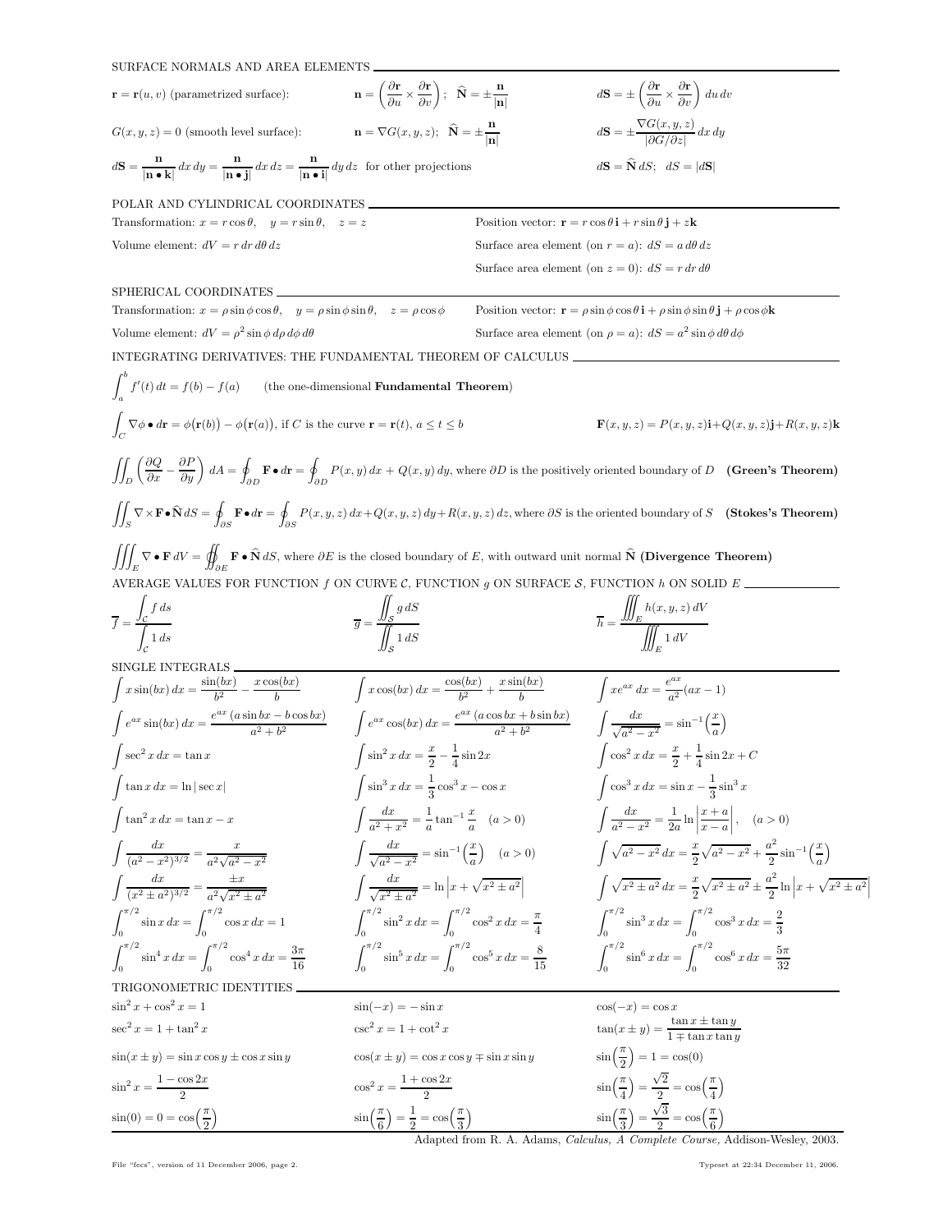## SURFACE NORMALS AND AREA ELEMENTS

$\mathbf{r} = \mathbf{r}(u, v)$ (parametrized surface): $\quad \mathbf{n} = \left(\dfrac{\partial \mathbf{r}}{\partial u} \times \dfrac{\partial \mathbf{r}}{\partial v}\right)$; $\widehat{\mathbf{N}} = \pm\dfrac{\mathbf{n}}{|\mathbf{n}|}$ $\quad d\mathbf{S} = \pm\left(\dfrac{\partial \mathbf{r}}{\partial u} \times \dfrac{\partial \mathbf{r}}{\partial v}\right) du\, dv$

$G(x, y, z) = 0$ (smooth level surface): $\quad \mathbf{n} = \nabla G(x, y, z)$; $\widehat{\mathbf{N}} = \pm\dfrac{\mathbf{n}}{|\mathbf{n}|}$ $\quad d\mathbf{S} = \pm\dfrac{\nabla G(x, y, z)}{|\partial G/\partial z|}\, dx\, dy$

$d\mathbf{S} = \dfrac{\mathbf{n}}{|\mathbf{n} \bullet \mathbf{k}|}\, dx\, dy = \dfrac{\mathbf{n}}{|\mathbf{n} \bullet \mathbf{j}|}\, dx\, dz = \dfrac{\mathbf{n}}{|\mathbf{n} \bullet \mathbf{i}|}\, dy\, dz$ for other projections $\quad d\mathbf{S} = \widehat{\mathbf{N}}\, dS$; $dS = |d\mathbf{S}|$

## POLAR AND CYLINDRICAL COORDINATES

Transformation: $x = r\cos\theta$, $\quad y = r\sin\theta$, $\quad z = z$

Position vector: $\mathbf{r} = r\cos\theta\,\mathbf{i} + r\sin\theta\,\mathbf{j} + z\mathbf{k}$

Volume element: $dV = r\, dr\, d\theta\, dz$

Surface area element (on $r = a$): $dS = a\, d\theta\, dz$

Surface area element (on $z = 0$): $dS = r\, dr\, d\theta$

## SPHERICAL COORDINATES

Transformation: $x = \rho\sin\phi\cos\theta$, $\quad y = \rho\sin\phi\sin\theta$, $\quad z = \rho\cos\phi$

Position vector: $\mathbf{r} = \rho\sin\phi\cos\theta\,\mathbf{i} + \rho\sin\phi\sin\theta\,\mathbf{j} + \rho\cos\phi\mathbf{k}$

Volume element: $dV = \rho^2\sin\phi\, d\rho\, d\phi\, d\theta$

Surface area element (on $\rho = a$): $dS = a^2\sin\phi\, d\theta\, d\phi$

## INTEGRATING DERIVATIVES: THE FUNDAMENTAL THEOREM OF CALCULUS

$\displaystyle\int_a^b f'(t)\, dt = f(b) - f(a)$ $\quad$ (the one-dimensional **Fundamental Theorem**)

$\displaystyle\int_C \nabla\phi \bullet d\mathbf{r} = \phi\big(\mathbf{r}(b)\big) - \phi\big(\mathbf{r}(a)\big)$, if $C$ is the curve $\mathbf{r} = \mathbf{r}(t)$, $a \le t \le b$ $\quad$ $\mathbf{F}(x, y, z) = P(x, y, z)\mathbf{i} + Q(x, y, z)\mathbf{j} + R(x, y, z)\mathbf{k}$

$\displaystyle\iint_D \left(\frac{\partial Q}{\partial x} - \frac{\partial P}{\partial y}\right) dA = \oint_{\partial D} \mathbf{F} \bullet d\mathbf{r} = \oint_{\partial D} P(x, y)\, dx + Q(x, y)\, dy$, where $\partial D$ is the positively oriented boundary of $D$ $\quad$ **(Green's Theorem)**

$\displaystyle\iint_S \nabla \times \mathbf{F} \bullet \widehat{\mathbf{N}}\, dS = \oint_{\partial S} \mathbf{F} \bullet d\mathbf{r} = \oint_{\partial S} P(x, y, z)\, dx + Q(x, y, z)\, dy + R(x, y, z)\, dz$, where $\partial S$ is the oriented boundary of $S$ $\quad$ **(Stokes's Theorem)**

$\displaystyle\iiint_E \nabla \bullet \mathbf{F}\, dV = \oiint_{\partial E} \mathbf{F} \bullet \widehat{\mathbf{N}}\, dS$, where $\partial E$ is the closed boundary of $E$, with outward unit normal $\widehat{\mathbf{N}}$ **(Divergence Theorem)**

## AVERAGE VALUES FOR FUNCTION $f$ ON CURVE $\mathcal{C}$, FUNCTION $g$ ON SURFACE $\mathcal{S}$, FUNCTION $h$ ON SOLID $E$

$$\overline{f} = \frac{\displaystyle\int_{\mathcal{C}} f\, ds}{\displaystyle\int_{\mathcal{C}} 1\, ds} \qquad \overline{g} = \frac{\displaystyle\iint_{\mathcal{S}} g\, dS}{\displaystyle\iint_{\mathcal{S}} 1\, dS} \qquad \overline{h} = \frac{\displaystyle\iiint_E h(x, y, z)\, dV}{\displaystyle\iiint_E 1\, dV}$$

## SINGLE INTEGRALS

$\displaystyle\int x\sin(bx)\, dx = \frac{\sin(bx)}{b^2} - \frac{x\cos(bx)}{b}$ $\quad$ $\displaystyle\int x\cos(bx)\, dx = \frac{\cos(bx)}{b^2} + \frac{x\sin(bx)}{b}$ $\quad$ $\displaystyle\int xe^{ax}\, dx = \frac{e^{ax}}{a^2}(ax - 1)$

$\displaystyle\int e^{ax}\sin(bx)\, dx = \frac{e^{ax}\,(a\sin bx - b\cos bx)}{a^2 + b^2}$ $\quad$ $\displaystyle\int e^{ax}\cos(bx)\, dx = \frac{e^{ax}\,(a\cos bx + b\sin bx)}{a^2 + b^2}$ $\quad$ $\displaystyle\int \frac{dx}{\sqrt{a^2 - x^2}} = \sin^{-1}\Big(\frac{x}{a}\Big)$

$\displaystyle\int \sec^2 x\, dx = \tan x$ $\quad$ $\displaystyle\int \sin^2 x\, dx = \frac{x}{2} - \frac{1}{4}\sin 2x$ $\quad$ $\displaystyle\int \cos^2 x\, dx = \frac{x}{2} + \frac{1}{4}\sin 2x + C$

$\displaystyle\int \tan x\, dx = \ln|\sec x|$ $\quad$ $\displaystyle\int \sin^3 x\, dx = \frac{1}{3}\cos^3 x - \cos x$ $\quad$ $\displaystyle\int \cos^3 x\, dx = \sin x - \frac{1}{3}\sin^3 x$

$\displaystyle\int \tan^2 x\, dx = \tan x - x$ $\quad$ $\displaystyle\int \frac{dx}{a^2 + x^2} = \frac{1}{a}\tan^{-1}\frac{x}{a} \quad (a > 0)$ $\quad$ $\displaystyle\int \frac{dx}{a^2 - x^2} = \frac{1}{2a}\ln\left|\frac{x + a}{x - a}\right|, \quad (a > 0)$

$\displaystyle\int \frac{dx}{(a^2 - x^2)^{3/2}} = \frac{x}{a^2\sqrt{a^2 - x^2}}$ $\quad$ $\displaystyle\int \frac{dx}{\sqrt{a^2 - x^2}} = \sin^{-1}\Big(\frac{x}{a}\Big) \quad (a > 0)$ $\quad$ $\displaystyle\int \sqrt{a^2 - x^2}\, dx = \frac{x}{2}\sqrt{a^2 - x^2} + \frac{a^2}{2}\sin^{-1}\Big(\frac{x}{a}\Big)$

$\displaystyle\int \frac{dx}{(x^2 \pm a^2)^{3/2}} = \frac{\pm x}{a^2\sqrt{x^2 \pm a^2}}$ $\quad$ $\displaystyle\int \frac{dx}{\sqrt{x^2 \pm a^2}} = \ln\left|x + \sqrt{x^2 \pm a^2}\right|$ $\quad$ $\displaystyle\int \sqrt{x^2 \pm a^2}\, dx = \frac{x}{2}\sqrt{x^2 \pm a^2} \pm \frac{a^2}{2}\ln\left|x + \sqrt{x^2 \pm a^2}\right|$

$\displaystyle\int_0^{\pi/2} \sin x\, dx = \int_0^{\pi/2} \cos x\, dx = 1$ $\quad$ $\displaystyle\int_0^{\pi/2} \sin^2 x\, dx = \int_0^{\pi/2} \cos^2 x\, dx = \frac{\pi}{4}$ $\quad$ $\displaystyle\int_0^{\pi/2} \sin^3 x\, dx = \int_0^{\pi/2} \cos^3 x\, dx = \frac{2}{3}$

$\displaystyle\int_0^{\pi/2} \sin^4 x\, dx = \int_0^{\pi/2} \cos^4 x\, dx = \frac{3\pi}{16}$ $\quad$ $\displaystyle\int_0^{\pi/2} \sin^5 x\, dx = \int_0^{\pi/2} \cos^5 x\, dx = \frac{8}{15}$ $\quad$ $\displaystyle\int_0^{\pi/2} \sin^6 x\, dx = \int_0^{\pi/2} \cos^6 x\, dx = \frac{5\pi}{32}$

## TRIGONOMETRIC IDENTITIES

$\sin^2 x + \cos^2 x = 1$ $\quad$ $\sin(-x) = -\sin x$ $\quad$ $\cos(-x) = \cos x$

$\sec^2 x = 1 + \tan^2 x$ $\quad$ $\csc^2 x = 1 + \cot^2 x$ $\quad$ $\tan(x \pm y) = \dfrac{\tan x \pm \tan y}{1 \mp \tan x\tan y}$

$\sin(x \pm y) = \sin x\cos y \pm \cos x\sin y$ $\quad$ $\cos(x \pm y) = \cos x\cos y \mp \sin x\sin y$ $\quad$ $\sin\Big(\dfrac{\pi}{2}\Big) = 1 = \cos(0)$

$\sin^2 x = \dfrac{1 - \cos 2x}{2}$ $\quad$ $\cos^2 x = \dfrac{1 + \cos 2x}{2}$ $\quad$ $\sin\Big(\dfrac{\pi}{4}\Big) = \dfrac{\sqrt{2}}{2} = \cos\Big(\dfrac{\pi}{4}\Big)$

$\sin(0) = 0 = \cos\Big(\dfrac{\pi}{2}\Big)$ $\quad$ $\sin\Big(\dfrac{\pi}{6}\Big) = \dfrac{1}{2} = \cos\Big(\dfrac{\pi}{3}\Big)$ $\quad$ $\sin\Big(\dfrac{\pi}{3}\Big) = \dfrac{\sqrt{3}}{2} = \cos\Big(\dfrac{\pi}{6}\Big)$

Adapted from R. A. Adams, *Calculus, A Complete Course,* Addison-Wesley, 2003.